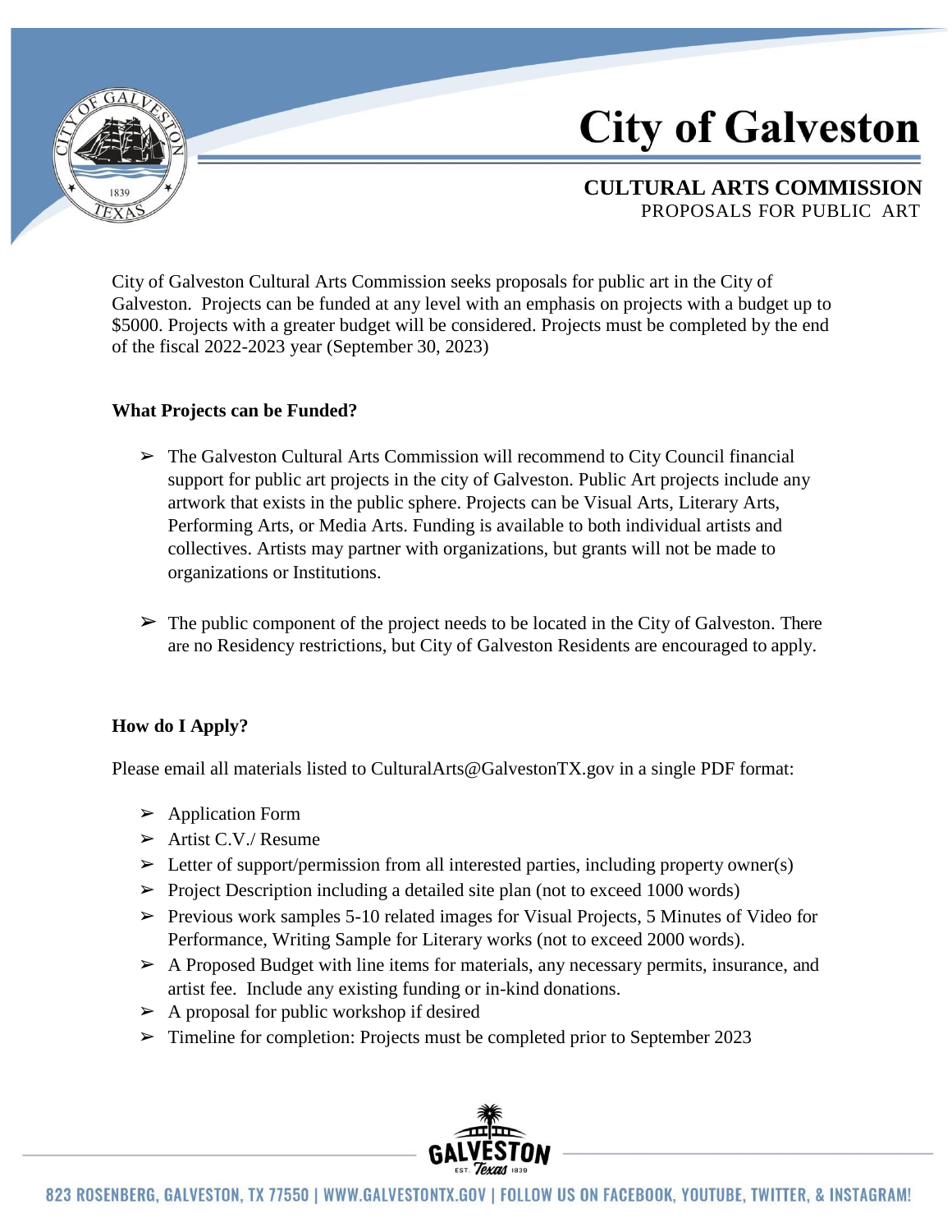# City of Galveston

## CULTURAL ARTS COMMISSION

PROPOSALS FOR PUBLIC ART

City of Galveston Cultural Arts Commission seeks proposals for public art in the City of Galveston. Projects can be funded at any level with an emphasis on projects with a budget up to $5000. Projects with a greater budget will be considered. Projects must be completed by the end of the fiscal 2022-2023 year (September 30, 2023)

**What Projects can be Funded?**

- The Galveston Cultural Arts Commission will recommend to City Council financial support for public art projects in the city of Galveston. Public Art projects include any artwork that exists in the public sphere. Projects can be Visual Arts, Literary Arts, Performing Arts, or Media Arts. Funding is available to both individual artists and collectives. Artists may partner with organizations, but grants will not be made to organizations or Institutions.
- The public component of the project needs to be located in the City of Galveston. There are no Residency restrictions, but City of Galveston Residents are encouraged to apply.

**How do I Apply?**

Please email all materials listed to CulturalArts@GalvestonTX.gov in a single PDF format:

- Application Form
- Artist C.V./ Resume
- Letter of support/permission from all interested parties, including property owner(s)
- Project Description including a detailed site plan (not to exceed 1000 words)
- Previous work samples 5-10 related images for Visual Projects, 5 Minutes of Video for Performance, Writing Sample for Literary works (not to exceed 2000 words).
- A Proposed Budget with line items for materials, any necessary permits, insurance, and artist fee. Include any existing funding or in-kind donations.
- A proposal for public workshop if desired
- Timeline for completion: Projects must be completed prior to September 2023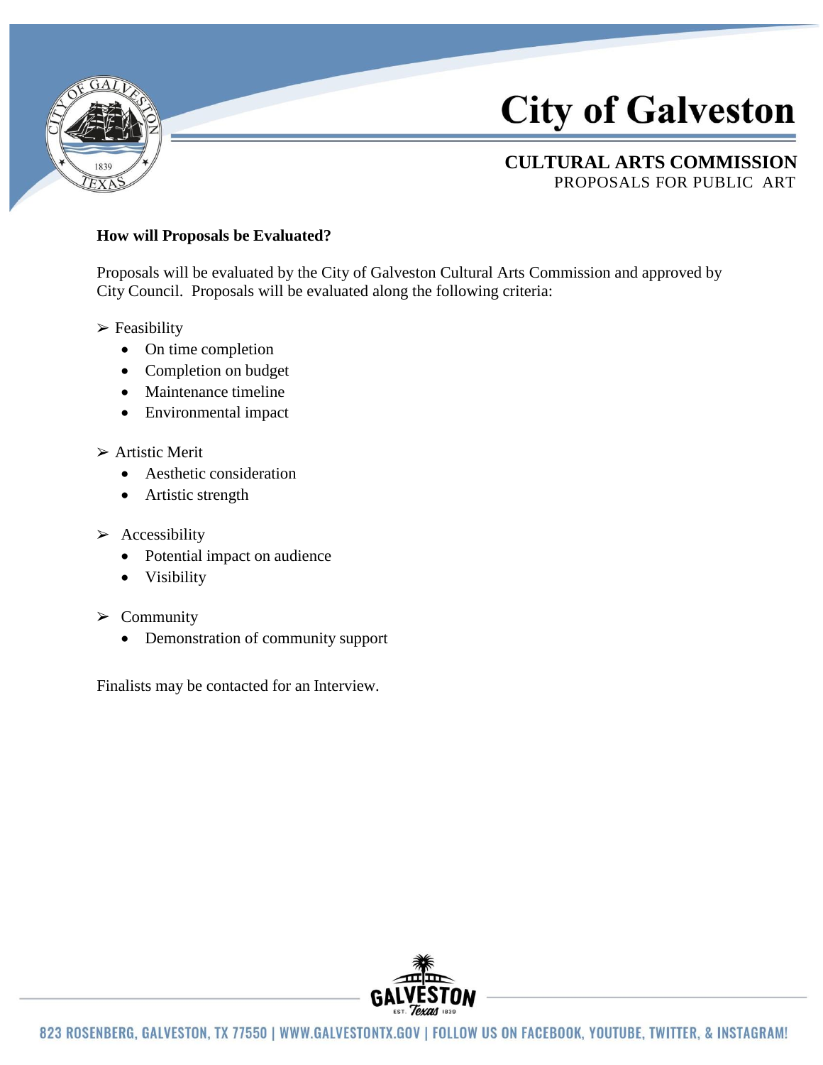## How will Proposals be Evaluated?

Proposals will be evaluated by the City of Galveston Cultural Arts Commission and approved by City Council. Proposals will be evaluated along the following criteria:

- Feasibility
  - On time completion
  - Completion on budget
  - Maintenance timeline
  - Environmental impact
- Artistic Merit
  - Aesthetic consideration
  - Artistic strength
- Accessibility
  - Potential impact on audience
  - Visibility
- Community
  - Demonstration of community support

Finalists may be contacted for an Interview.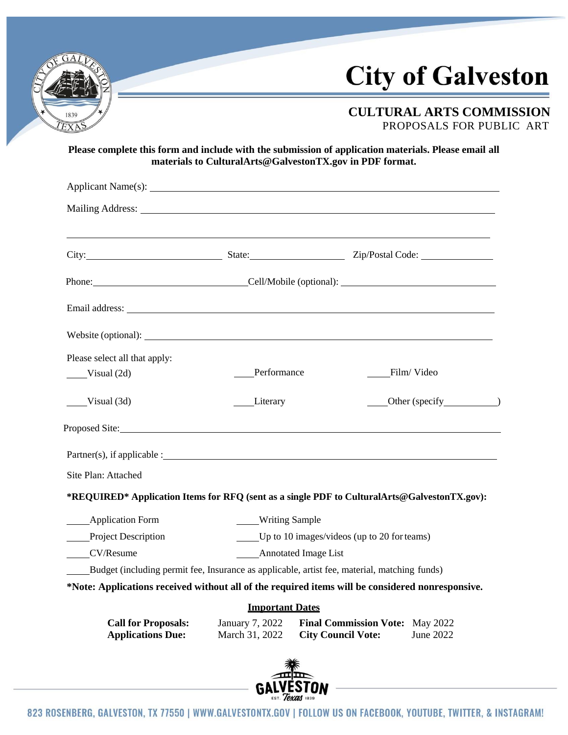# City of Galveston

## CULTURAL ARTS COMMISSION

PROPOSALS FOR PUBLIC ART

**Please complete this form and include with the submission of application materials. Please email all materials to CulturalArts@GalvestonTX.gov in PDF format.**

Applicant Name(s): ______________________________

Mailing Address: ______________________________

______________________________

City: ______________ State: ______________ Zip/Postal Code: ______________

Phone: ______________ Cell/Mobile (optional): ______________

Email address: ______________________________

Website (optional): ______________________________

Please select all that apply:

____Visual (2d) ____Performance ____Film/ Video

____Visual (3d) ____Literary ____Other (specify__________)

Proposed Site: ______________________________

Partner(s), if applicable : ______________________________

Site Plan: Attached

**\*REQUIRED\* Application Items for RFQ (sent as a single PDF to CulturalArts@GalvestonTX.gov):**

____Application Form ____Writing Sample

____Project Description ____Up to 10 images/videos (up to 20 for teams)

____CV/Resume ____Annotated Image List

____Budget (including permit fee, Insurance as applicable, artist fee, material, matching funds)

**\*Note: Applications received without all of the required items will be considered nonresponsive.**

**Important Dates**

| | | | |
|---|---|---|---|
| **Call for Proposals:** | January 7, 2022 | **Final Commission Vote:** | May 2022 |
| **Applications Due:** | March 31, 2022 | **City Council Vote:** | June 2022 |